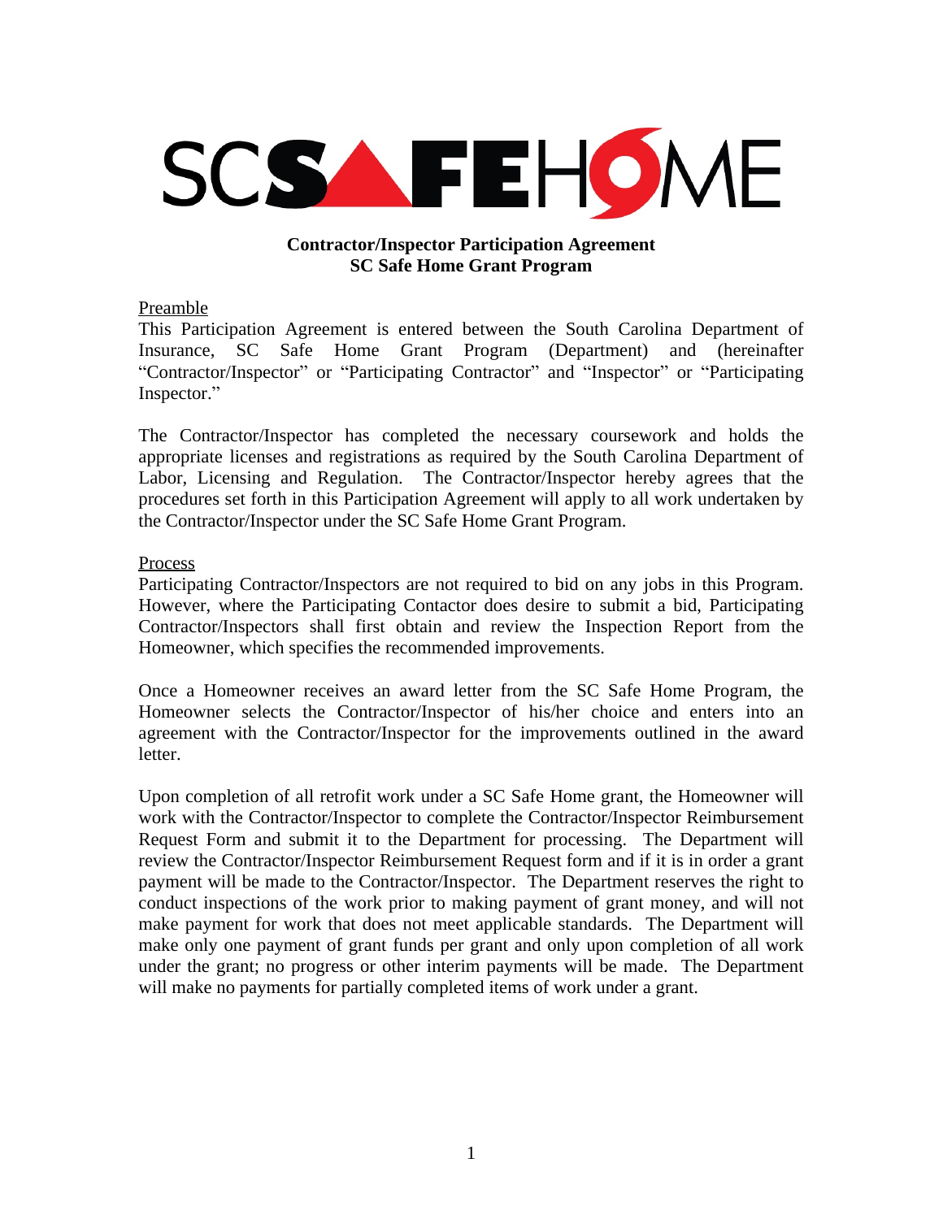SCSAFEHOME

**Contractor/Inspector Participation Agreement**
**SC Safe Home Grant Program**

Preamble

This Participation Agreement is entered between the South Carolina Department of Insurance, SC Safe Home Grant Program (Department) and (hereinafter "Contractor/Inspector" or "Participating Contractor" and "Inspector" or "Participating Inspector."

The Contractor/Inspector has completed the necessary coursework and holds the appropriate licenses and registrations as required by the South Carolina Department of Labor, Licensing and Regulation. The Contractor/Inspector hereby agrees that the procedures set forth in this Participation Agreement will apply to all work undertaken by the Contractor/Inspector under the SC Safe Home Grant Program.

Process

Participating Contractor/Inspectors are not required to bid on any jobs in this Program. However, where the Participating Contactor does desire to submit a bid, Participating Contractor/Inspectors shall first obtain and review the Inspection Report from the Homeowner, which specifies the recommended improvements.

Once a Homeowner receives an award letter from the SC Safe Home Program, the Homeowner selects the Contractor/Inspector of his/her choice and enters into an agreement with the Contractor/Inspector for the improvements outlined in the award letter.

Upon completion of all retrofit work under a SC Safe Home grant, the Homeowner will work with the Contractor/Inspector to complete the Contractor/Inspector Reimbursement Request Form and submit it to the Department for processing. The Department will review the Contractor/Inspector Reimbursement Request form and if it is in order a grant payment will be made to the Contractor/Inspector. The Department reserves the right to conduct inspections of the work prior to making payment of grant money, and will not make payment for work that does not meet applicable standards. The Department will make only one payment of grant funds per grant and only upon completion of all work under the grant; no progress or other interim payments will be made. The Department will make no payments for partially completed items of work under a grant.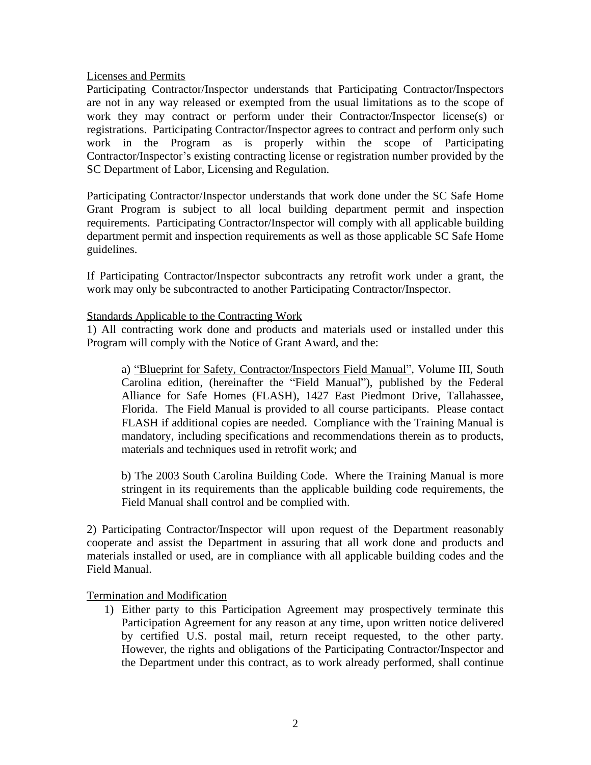Licenses and Permits

Participating Contractor/Inspector understands that Participating Contractor/Inspectors are not in any way released or exempted from the usual limitations as to the scope of work they may contract or perform under their Contractor/Inspector license(s) or registrations. Participating Contractor/Inspector agrees to contract and perform only such work in the Program as is properly within the scope of Participating Contractor/Inspector's existing contracting license or registration number provided by the SC Department of Labor, Licensing and Regulation.

Participating Contractor/Inspector understands that work done under the SC Safe Home Grant Program is subject to all local building department permit and inspection requirements. Participating Contractor/Inspector will comply with all applicable building department permit and inspection requirements as well as those applicable SC Safe Home guidelines.

If Participating Contractor/Inspector subcontracts any retrofit work under a grant, the work may only be subcontracted to another Participating Contractor/Inspector.

Standards Applicable to the Contracting Work

1) All contracting work done and products and materials used or installed under this Program will comply with the Notice of Grant Award, and the:

> a) "Blueprint for Safety, Contractor/Inspectors Field Manual", Volume III, South Carolina edition, (hereinafter the "Field Manual"), published by the Federal Alliance for Safe Homes (FLASH), 1427 East Piedmont Drive, Tallahassee, Florida. The Field Manual is provided to all course participants. Please contact FLASH if additional copies are needed. Compliance with the Training Manual is mandatory, including specifications and recommendations therein as to products, materials and techniques used in retrofit work; and
>
> b) The 2003 South Carolina Building Code. Where the Training Manual is more stringent in its requirements than the applicable building code requirements, the Field Manual shall control and be complied with.

2) Participating Contractor/Inspector will upon request of the Department reasonably cooperate and assist the Department in assuring that all work done and products and materials installed or used, are in compliance with all applicable building codes and the Field Manual.

Termination and Modification

1) Either party to this Participation Agreement may prospectively terminate this Participation Agreement for any reason at any time, upon written notice delivered by certified U.S. postal mail, return receipt requested, to the other party. However, the rights and obligations of the Participating Contractor/Inspector and the Department under this contract, as to work already performed, shall continue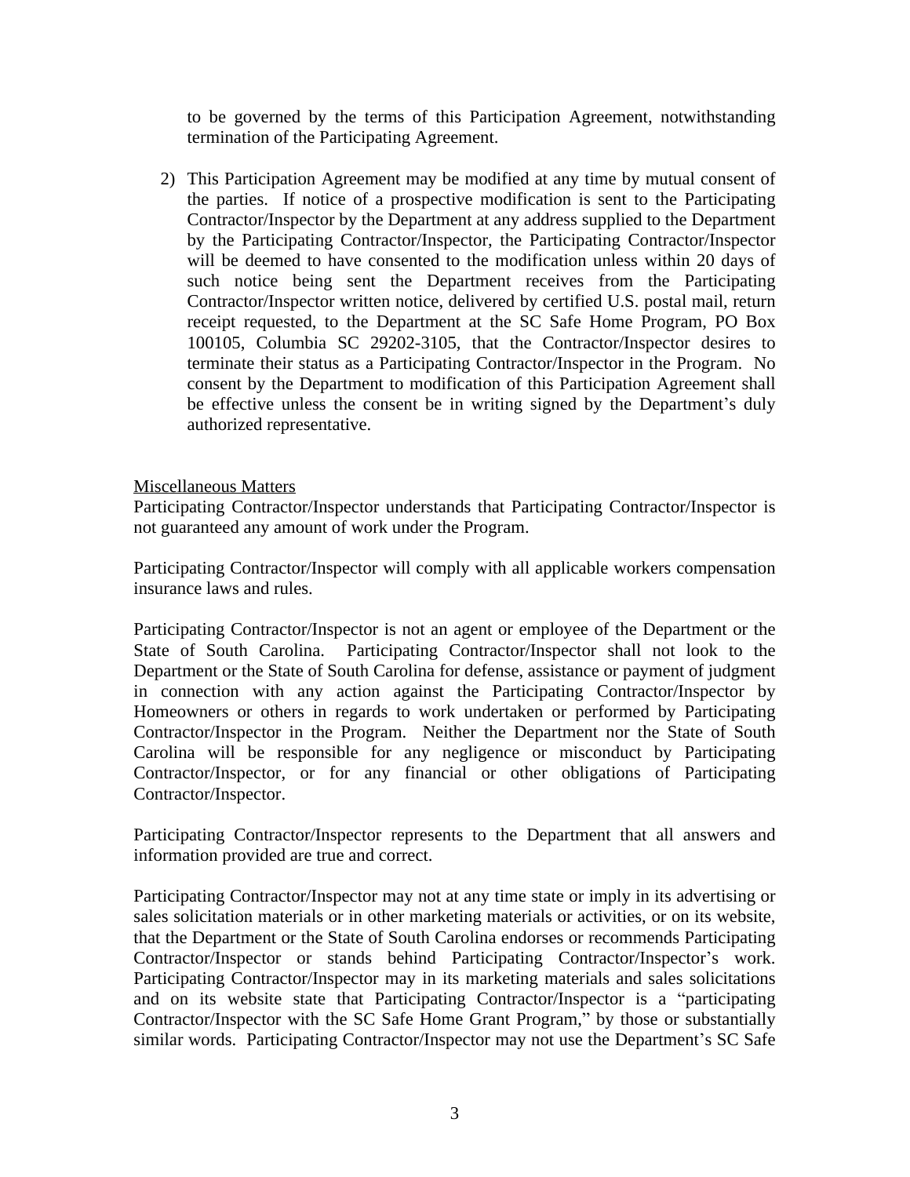to be governed by the terms of this Participation Agreement, notwithstanding termination of the Participating Agreement.

2) This Participation Agreement may be modified at any time by mutual consent of the parties. If notice of a prospective modification is sent to the Participating Contractor/Inspector by the Department at any address supplied to the Department by the Participating Contractor/Inspector, the Participating Contractor/Inspector will be deemed to have consented to the modification unless within 20 days of such notice being sent the Department receives from the Participating Contractor/Inspector written notice, delivered by certified U.S. postal mail, return receipt requested, to the Department at the SC Safe Home Program, PO Box 100105, Columbia SC 29202-3105, that the Contractor/Inspector desires to terminate their status as a Participating Contractor/Inspector in the Program. No consent by the Department to modification of this Participation Agreement shall be effective unless the consent be in writing signed by the Department's duly authorized representative.

<u>Miscellaneous Matters</u>

Participating Contractor/Inspector understands that Participating Contractor/Inspector is not guaranteed any amount of work under the Program.

Participating Contractor/Inspector will comply with all applicable workers compensation insurance laws and rules.

Participating Contractor/Inspector is not an agent or employee of the Department or the State of South Carolina. Participating Contractor/Inspector shall not look to the Department or the State of South Carolina for defense, assistance or payment of judgment in connection with any action against the Participating Contractor/Inspector by Homeowners or others in regards to work undertaken or performed by Participating Contractor/Inspector in the Program. Neither the Department nor the State of South Carolina will be responsible for any negligence or misconduct by Participating Contractor/Inspector, or for any financial or other obligations of Participating Contractor/Inspector.

Participating Contractor/Inspector represents to the Department that all answers and information provided are true and correct.

Participating Contractor/Inspector may not at any time state or imply in its advertising or sales solicitation materials or in other marketing materials or activities, or on its website, that the Department or the State of South Carolina endorses or recommends Participating Contractor/Inspector or stands behind Participating Contractor/Inspector's work. Participating Contractor/Inspector may in its marketing materials and sales solicitations and on its website state that Participating Contractor/Inspector is a "participating Contractor/Inspector with the SC Safe Home Grant Program," by those or substantially similar words. Participating Contractor/Inspector may not use the Department's SC Safe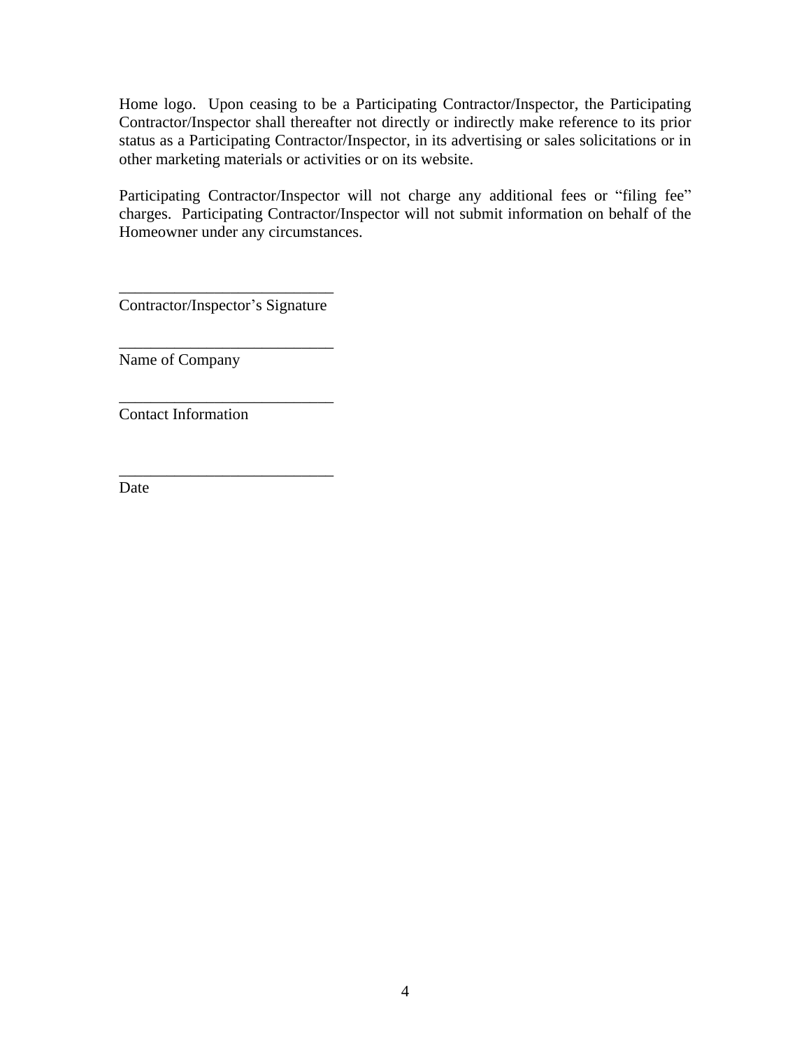Home logo. Upon ceasing to be a Participating Contractor/Inspector, the Participating Contractor/Inspector shall thereafter not directly or indirectly make reference to its prior status as a Participating Contractor/Inspector, in its advertising or sales solicitations or in other marketing materials or activities or on its website.

Participating Contractor/Inspector will not charge any additional fees or "filing fee" charges. Participating Contractor/Inspector will not submit information on behalf of the Homeowner under any circumstances.

___________________________
Contractor/Inspector's Signature

___________________________
Name of Company

___________________________
Contact Information

___________________________
Date